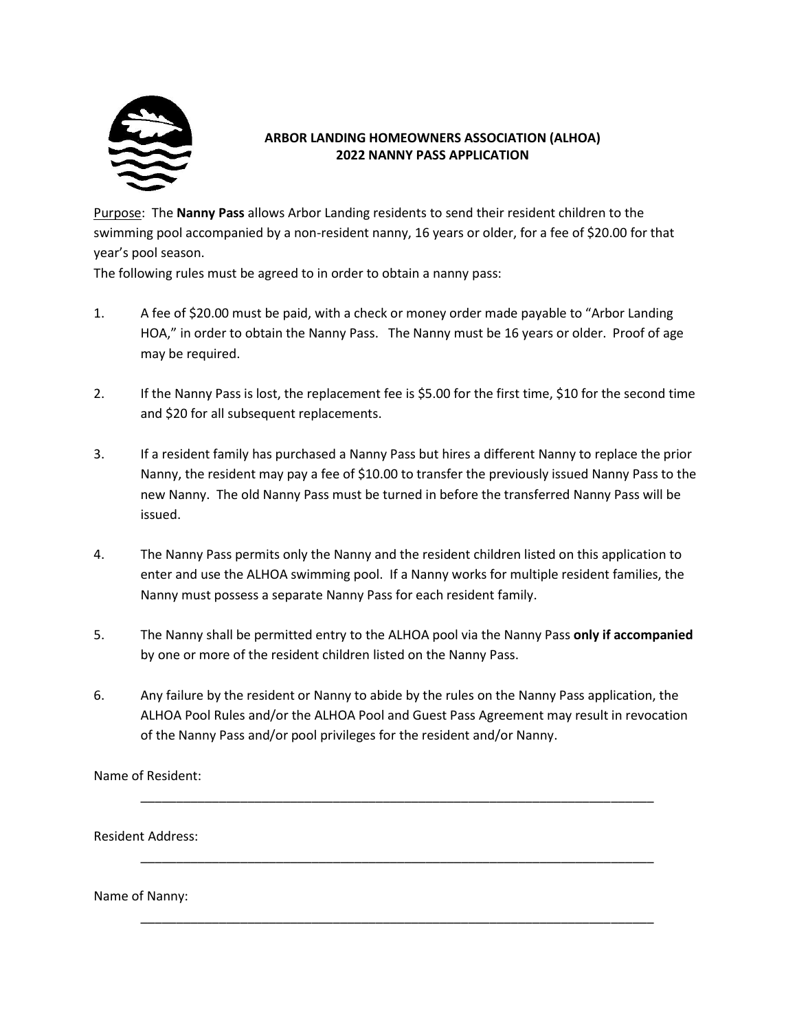# ARBOR LANDING HOMEOWNERS ASSOCIATION (ALHOA)
## 2022 NANNY PASS APPLICATION

Purpose: The **Nanny Pass** allows Arbor Landing residents to send their resident children to the swimming pool accompanied by a non-resident nanny, 16 years or older, for a fee of $20.00 for that year's pool season.

The following rules must be agreed to in order to obtain a nanny pass:

1. A fee of $20.00 must be paid, with a check or money order made payable to "Arbor Landing HOA," in order to obtain the Nanny Pass. The Nanny must be 16 years or older. Proof of age may be required.

2. If the Nanny Pass is lost, the replacement fee is $5.00 for the first time, $10 for the second time and $20 for all subsequent replacements.

3. If a resident family has purchased a Nanny Pass but hires a different Nanny to replace the prior Nanny, the resident may pay a fee of $10.00 to transfer the previously issued Nanny Pass to the new Nanny. The old Nanny Pass must be turned in before the transferred Nanny Pass will be issued.

4. The Nanny Pass permits only the Nanny and the resident children listed on this application to enter and use the ALHOA swimming pool. If a Nanny works for multiple resident families, the Nanny must possess a separate Nanny Pass for each resident family.

5. The Nanny shall be permitted entry to the ALHOA pool via the Nanny Pass **only if accompanied** by one or more of the resident children listed on the Nanny Pass.

6. Any failure by the resident or Nanny to abide by the rules on the Nanny Pass application, the ALHOA Pool Rules and/or the ALHOA Pool and Guest Pass Agreement may result in revocation of the Nanny Pass and/or pool privileges for the resident and/or Nanny.

Name of Resident: ___________________________________________________________________________

Resident Address: ___________________________________________________________________________

Name of Nanny: ___________________________________________________________________________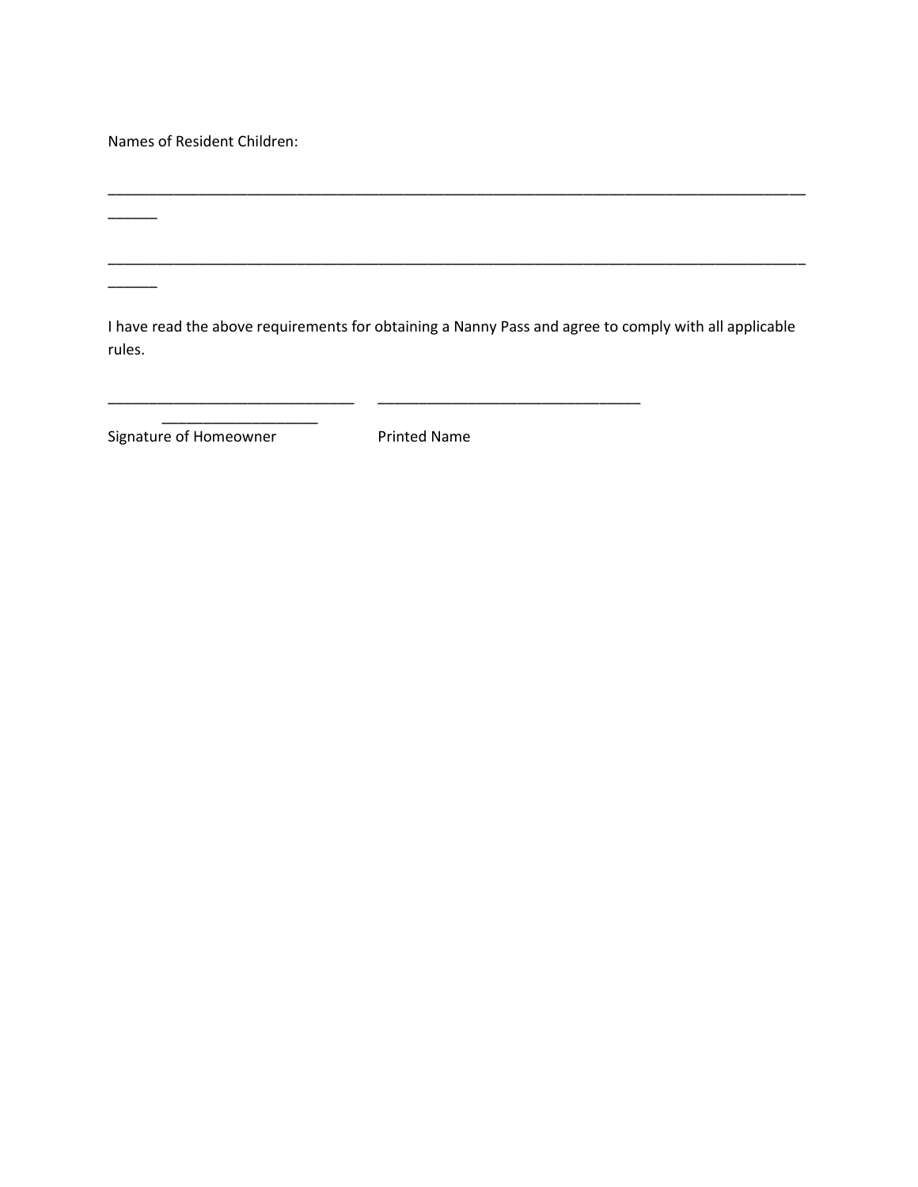Names of Resident Children:

_____________________________________________________________________________________________

_____________________________________________________________________________________________

I have read the above requirements for obtaining a Nanny Pass and agree to comply with all applicable rules.

______________________________ ________________________________ ___________________

Signature of Homeowner Printed Name